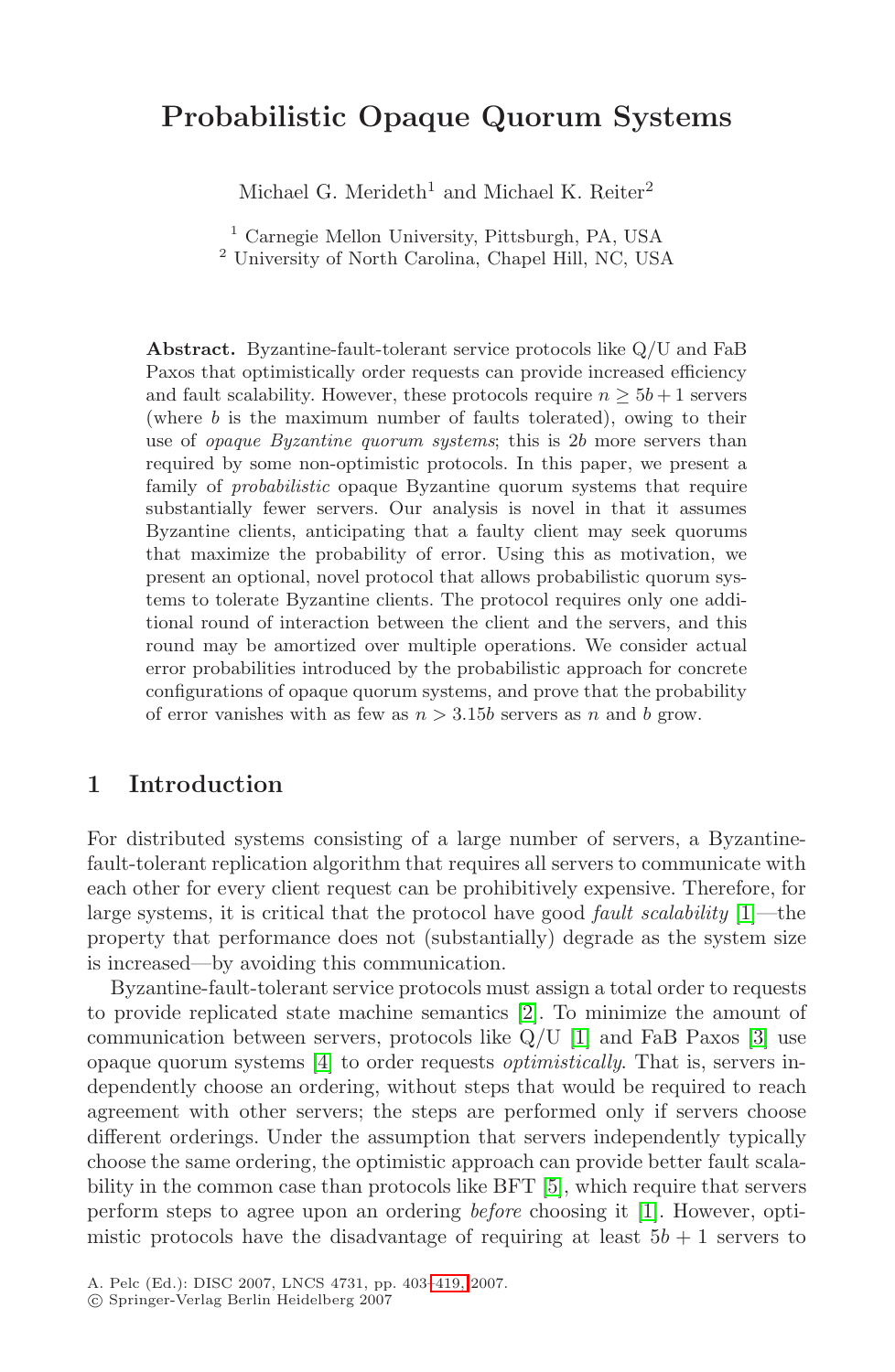# Probabilistic Opaque Quorum Systems

Michael G. Merideth[1] and Michael K. Reiter[2]

[1] Carnegie Mellon University, Pittsburgh, PA, USA
[2] University of North Carolina, Chapel Hill, NC, USA

**Abstract.** Byzantine-fault-tolerant service protocols like Q/U and FaB Paxos that optimistically order requests can provide increased efficiency and fault scalability. However, these protocols require $n \geq 5b+1$ servers (where $b$ is the maximum number of faults tolerated), owing to their use of *opaque Byzantine quorum systems*; this is $2b$ more servers than required by some non-optimistic protocols. In this paper, we present a family of *probabilistic* opaque Byzantine quorum systems that require substantially fewer servers. Our analysis is novel in that it assumes Byzantine clients, anticipating that a faulty client may seek quorums that maximize the probability of error. Using this as motivation, we present an optional, novel protocol that allows probabilistic quorum systems to tolerate Byzantine clients. The protocol requires only one additional round of interaction between the client and the servers, and this round may be amortized over multiple operations. We consider actual error probabilities introduced by the probabilistic approach for concrete configurations of opaque quorum systems, and prove that the probability of error vanishes with as few as $n > 3.15b$ servers as $n$ and $b$ grow.

## 1 Introduction

For distributed systems consisting of a large number of servers, a Byzantine-fault-tolerant replication algorithm that requires all servers to communicate with each other for every client request can be prohibitively expensive. Therefore, for large systems, it is critical that the protocol have good *fault scalability* [1]—the property that performance does not (substantially) degrade as the system size is increased—by avoiding this communication.

Byzantine-fault-tolerant service protocols must assign a total order to requests to provide replicated state machine semantics [2]. To minimize the amount of communication between servers, protocols like Q/U [1] and FaB Paxos [3] use opaque quorum systems [4] to order requests *optimistically*. That is, servers independently choose an ordering, without steps that would be required to reach agreement with other servers; the steps are performed only if servers choose different orderings. Under the assumption that servers independently typically choose the same ordering, the optimistic approach can provide better fault scalability in the common case than protocols like BFT [5], which require that servers perform steps to agree upon an ordering *before* choosing it [1]. However, optimistic protocols have the disadvantage of requiring at least $5b+1$ servers to

A. Pelc (Ed.): DISC 2007, LNCS 4731, pp. 403–419, 2007.
© Springer-Verlag Berlin Heidelberg 2007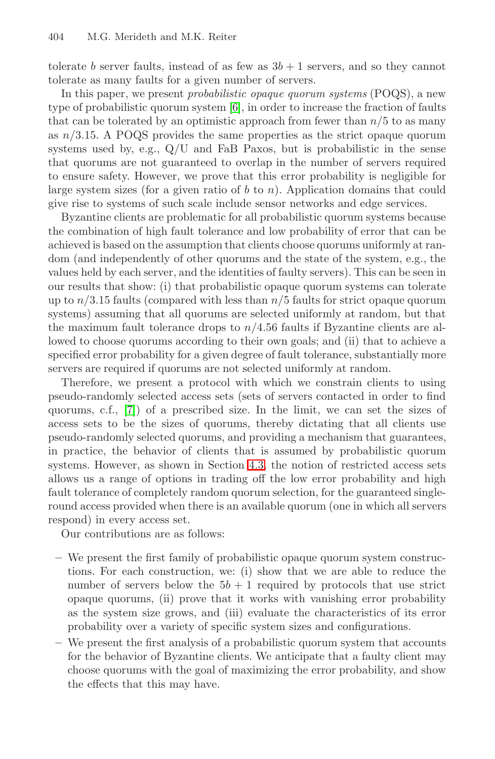tolerate $b$ server faults, instead of as few as $3b + 1$ servers, and so they cannot tolerate as many faults for a given number of servers.

In this paper, we present *probabilistic opaque quorum systems* (POQS), a new type of probabilistic quorum system [6], in order to increase the fraction of faults that can be tolerated by an optimistic approach from fewer than $n/5$ to as many as $n/3.15$. A POQS provides the same properties as the strict opaque quorum systems used by, e.g., Q/U and FaB Paxos, but is probabilistic in the sense that quorums are not guaranteed to overlap in the number of servers required to ensure safety. However, we prove that this error probability is negligible for large system sizes (for a given ratio of $b$ to $n$). Application domains that could give rise to systems of such scale include sensor networks and edge services.

Byzantine clients are problematic for all probabilistic quorum systems because the combination of high fault tolerance and low probability of error that can be achieved is based on the assumption that clients choose quorums uniformly at random (and independently of other quorums and the state of the system, e.g., the values held by each server, and the identities of faulty servers). This can be seen in our results that show: (i) that probabilistic opaque quorum systems can tolerate up to $n/3.15$ faults (compared with less than $n/5$ faults for strict opaque quorum systems) assuming that all quorums are selected uniformly at random, but that the maximum fault tolerance drops to $n/4.56$ faults if Byzantine clients are allowed to choose quorums according to their own goals; and (ii) that to achieve a specified error probability for a given degree of fault tolerance, substantially more servers are required if quorums are not selected uniformly at random.

Therefore, we present a protocol with which we constrain clients to using pseudo-randomly selected access sets (sets of servers contacted in order to find quorums, c.f., [7]) of a prescribed size. In the limit, we can set the sizes of access sets to be the sizes of quorums, thereby dictating that all clients use pseudo-randomly selected quorums, and providing a mechanism that guarantees, in practice, the behavior of clients that is assumed by probabilistic quorum systems. However, as shown in Section 4.3, the notion of restricted access sets allows us a range of options in trading off the low error probability and high fault tolerance of completely random quorum selection, for the guaranteed single-round access provided when there is an available quorum (one in which all servers respond) in every access set.

Our contributions are as follows:

- We present the first family of probabilistic opaque quorum system constructions. For each construction, we: (i) show that we are able to reduce the number of servers below the $5b + 1$ required by protocols that use strict opaque quorums, (ii) prove that it works with vanishing error probability as the system size grows, and (iii) evaluate the characteristics of its error probability over a variety of specific system sizes and configurations.
- We present the first analysis of a probabilistic quorum system that accounts for the behavior of Byzantine clients. We anticipate that a faulty client may choose quorums with the goal of maximizing the error probability, and show the effects that this may have.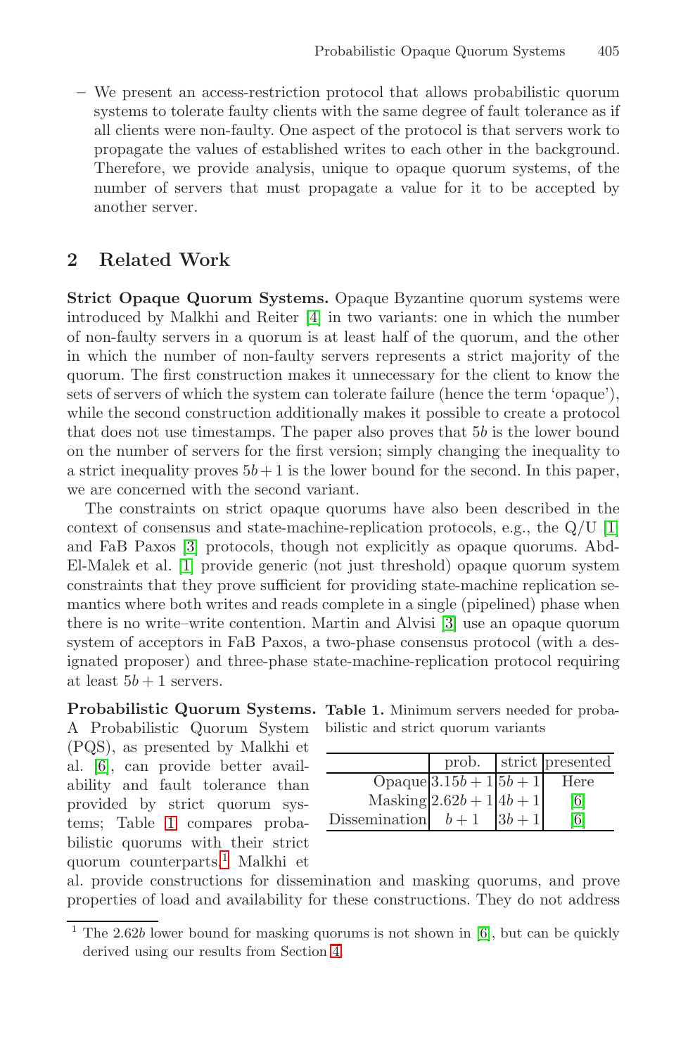– We present an access-restriction protocol that allows probabilistic quorum systems to tolerate faulty clients with the same degree of fault tolerance as if all clients were non-faulty. One aspect of the protocol is that servers work to propagate the values of established writes to each other in the background. Therefore, we provide analysis, unique to opaque quorum systems, of the number of servers that must propagate a value for it to be accepted by another server.

## 2 Related Work

**Strict Opaque Quorum Systems.** Opaque Byzantine quorum systems were introduced by Malkhi and Reiter [4] in two variants: one in which the number of non-faulty servers in a quorum is at least half of the quorum, and the other in which the number of non-faulty servers represents a strict majority of the quorum. The first construction makes it unnecessary for the client to know the sets of servers of which the system can tolerate failure (hence the term 'opaque'), while the second construction additionally makes it possible to create a protocol that does not use timestamps. The paper also proves that $5b$ is the lower bound on the number of servers for the first version; simply changing the inequality to a strict inequality proves $5b+1$ is the lower bound for the second. In this paper, we are concerned with the second variant.

The constraints on strict opaque quorums have also been described in the context of consensus and state-machine-replication protocols, e.g., the Q/U [1] and FaB Paxos [3] protocols, though not explicitly as opaque quorums. Abd-El-Malek et al. [1] provide generic (not just threshold) opaque quorum system constraints that they prove sufficient for providing state-machine replication semantics where both writes and reads complete in a single (pipelined) phase when there is no write–write contention. Martin and Alvisi [3] use an opaque quorum system of acceptors in FaB Paxos, a two-phase consensus protocol (with a designated proposer) and three-phase state-machine-replication protocol requiring at least $5b+1$ servers.

**Probabilistic Quorum Systems.** A Probabilistic Quorum System (PQS), as presented by Malkhi et al. [6], can provide better availability and fault tolerance than provided by strict quorum systems; Table 1 compares probabilistic quorums with their strict quorum counterparts.[1] Malkhi et al. provide constructions for dissemination and masking quorums, and prove properties of load and availability for these constructions. They do not address

**Table 1.** Minimum servers needed for probabilistic and strict quorum variants

| | prob. | strict | presented |
|---|---|---|---|
| Opaque | $3.15b+1$ | $5b+1$ | Here |
| Masking | $2.62b+1$ | $4b+1$ | [6] |
| Dissemination | $b+1$ | $3b+1$ | [6] |

[1] The $2.62b$ lower bound for masking quorums is not shown in [6], but can be quickly derived using our results from Section 4.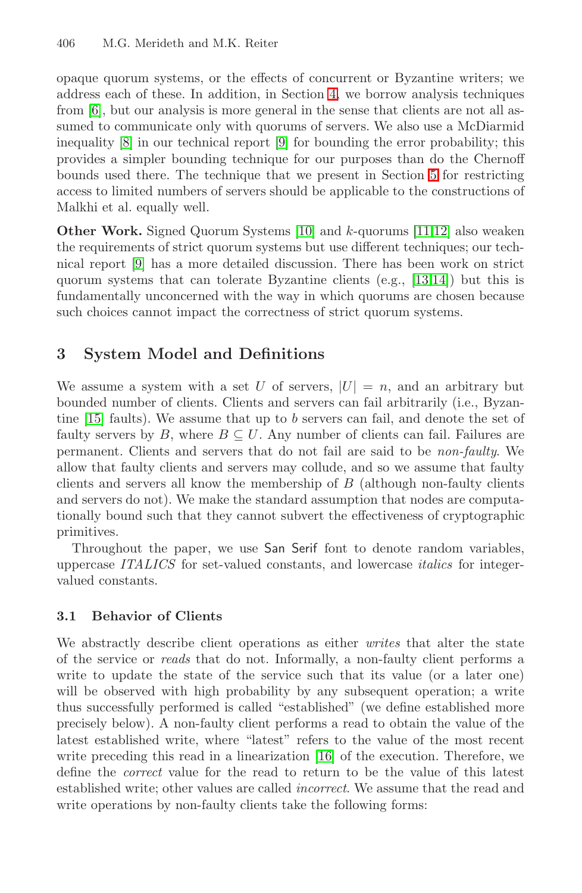opaque quorum systems, or the effects of concurrent or Byzantine writers; we address each of these. In addition, in Section 4, we borrow analysis techniques from [6], but our analysis is more general in the sense that clients are not all assumed to communicate only with quorums of servers. We also use a McDiarmid inequality [8] in our technical report [9] for bounding the error probability; this provides a simpler bounding technique for our purposes than do the Chernoff bounds used there. The technique that we present in Section 5 for restricting access to limited numbers of servers should be applicable to the constructions of Malkhi et al. equally well.

**Other Work.** Signed Quorum Systems [10] and $k$-quorums [11,12] also weaken the requirements of strict quorum systems but use different techniques; our technical report [9] has a more detailed discussion. There has been work on strict quorum systems that can tolerate Byzantine clients (e.g., [13,14]) but this is fundamentally unconcerned with the way in which quorums are chosen because such choices cannot impact the correctness of strict quorum systems.

## 3 System Model and Definitions

We assume a system with a set $U$ of servers, $|U| = n$, and an arbitrary but bounded number of clients. Clients and servers can fail arbitrarily (i.e., Byzantine [15] faults). We assume that up to $b$ servers can fail, and denote the set of faulty servers by $B$, where $B \subseteq U$. Any number of clients can fail. Failures are permanent. Clients and servers that do not fail are said to be *non-faulty*. We allow that faulty clients and servers may collude, and so we assume that faulty clients and servers all know the membership of $B$ (although non-faulty clients and servers do not). We make the standard assumption that nodes are computationally bound such that they cannot subvert the effectiveness of cryptographic primitives.

Throughout the paper, we use $\mathsf{San\ Serif}$ font to denote random variables, uppercase *ITALICS* for set-valued constants, and lowercase *italics* for integer-valued constants.

### 3.1 Behavior of Clients

We abstractly describe client operations as either *writes* that alter the state of the service or *reads* that do not. Informally, a non-faulty client performs a write to update the state of the service such that its value (or a later one) will be observed with high probability by any subsequent operation; a write thus successfully performed is called "established" (we define established more precisely below). A non-faulty client performs a read to obtain the value of the latest established write, where "latest" refers to the value of the most recent write preceding this read in a linearization [16] of the execution. Therefore, we define the *correct* value for the read to return to be the value of this latest established write; other values are called *incorrect*. We assume that the read and write operations by non-faulty clients take the following forms: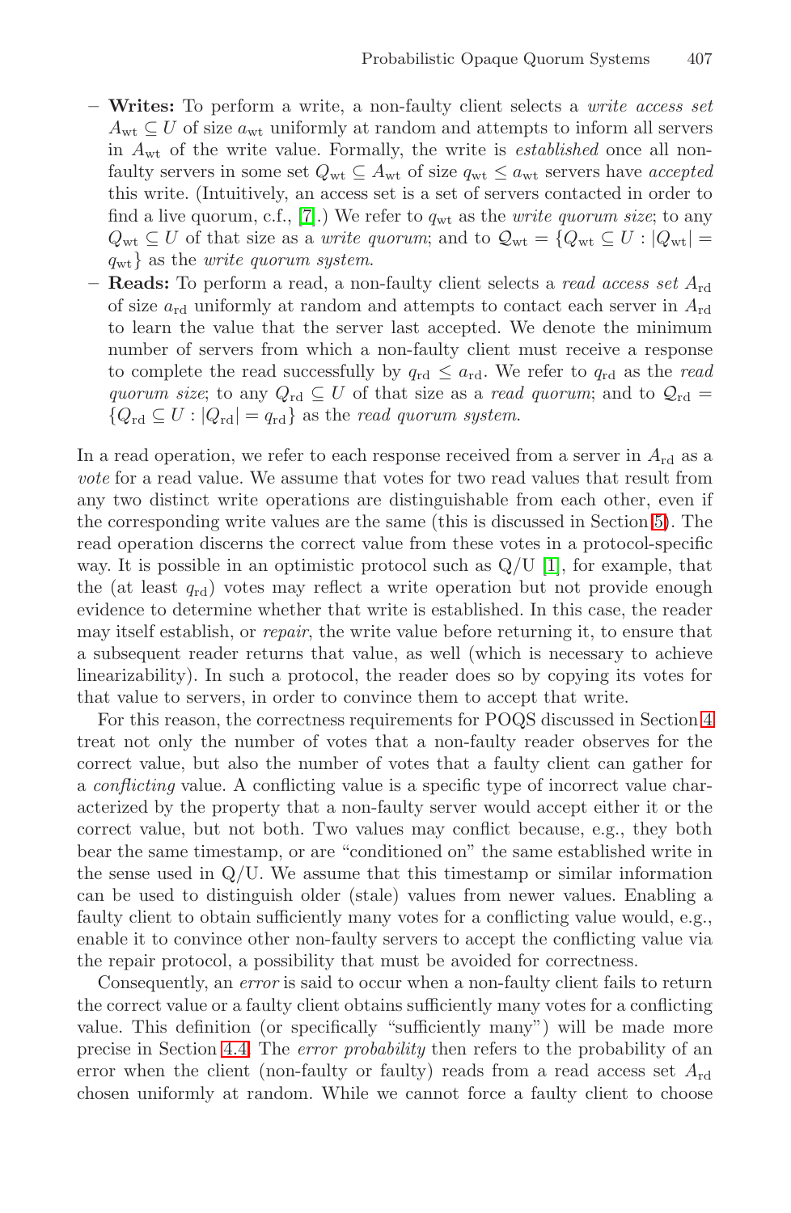– **Writes:** To perform a write, a non-faulty client selects a *write access set* $A_{\rm wt} \subseteq U$ of size $a_{\rm wt}$ uniformly at random and attempts to inform all servers in $A_{\rm wt}$ of the write value. Formally, the write is *established* once all non-faulty servers in some set $Q_{\rm wt} \subseteq A_{\rm wt}$ of size $q_{\rm wt} \leq a_{\rm wt}$ servers have *accepted* this write. (Intuitively, an access set is a set of servers contacted in order to find a live quorum, c.f., [7].) We refer to $q_{\rm wt}$ as the *write quorum size*; to any $Q_{\rm wt} \subseteq U$ of that size as a *write quorum*; and to $\mathcal{Q}_{\rm wt} = \{Q_{\rm wt} \subseteq U : |Q_{\rm wt}| = q_{\rm wt}\}$ as the *write quorum system*.

– **Reads:** To perform a read, a non-faulty client selects a *read access set* $A_{\rm rd}$ of size $a_{\rm rd}$ uniformly at random and attempts to contact each server in $A_{\rm rd}$ to learn the value that the server last accepted. We denote the minimum number of servers from which a non-faulty client must receive a response to complete the read successfully by $q_{\rm rd} \leq a_{\rm rd}$. We refer to $q_{\rm rd}$ as the *read quorum size*; to any $Q_{\rm rd} \subseteq U$ of that size as a *read quorum*; and to $\mathcal{Q}_{\rm rd} = \{Q_{\rm rd} \subseteq U : |Q_{\rm rd}| = q_{\rm rd}\}$ as the *read quorum system*.

In a read operation, we refer to each response received from a server in $A_{\rm rd}$ as a *vote* for a read value. We assume that votes for two read values that result from any two distinct write operations are distinguishable from each other, even if the corresponding write values are the same (this is discussed in Section 5). The read operation discerns the correct value from these votes in a protocol-specific way. It is possible in an optimistic protocol such as Q/U [1], for example, that the (at least $q_{\rm rd}$) votes may reflect a write operation but not provide enough evidence to determine whether that write is established. In this case, the reader may itself establish, or *repair*, the write value before returning it, to ensure that a subsequent reader returns that value, as well (which is necessary to achieve linearizability). In such a protocol, the reader does so by copying its votes for that value to servers, in order to convince them to accept that write.

For this reason, the correctness requirements for POQS discussed in Section 4 treat not only the number of votes that a non-faulty reader observes for the correct value, but also the number of votes that a faulty client can gather for a *conflicting* value. A conflicting value is a specific type of incorrect value characterized by the property that a non-faulty server would accept either it or the correct value, but not both. Two values may conflict because, e.g., they both bear the same timestamp, or are "conditioned on" the same established write in the sense used in Q/U. We assume that this timestamp or similar information can be used to distinguish older (stale) values from newer values. Enabling a faulty client to obtain sufficiently many votes for a conflicting value would, e.g., enable it to convince other non-faulty servers to accept the conflicting value via the repair protocol, a possibility that must be avoided for correctness.

Consequently, an *error* is said to occur when a non-faulty client fails to return the correct value or a faulty client obtains sufficiently many votes for a conflicting value. This definition (or specifically "sufficiently many") will be made more precise in Section 4.4. The *error probability* then refers to the probability of an error when the client (non-faulty or faulty) reads from a read access set $A_{\rm rd}$ chosen uniformly at random. While we cannot force a faulty client to choose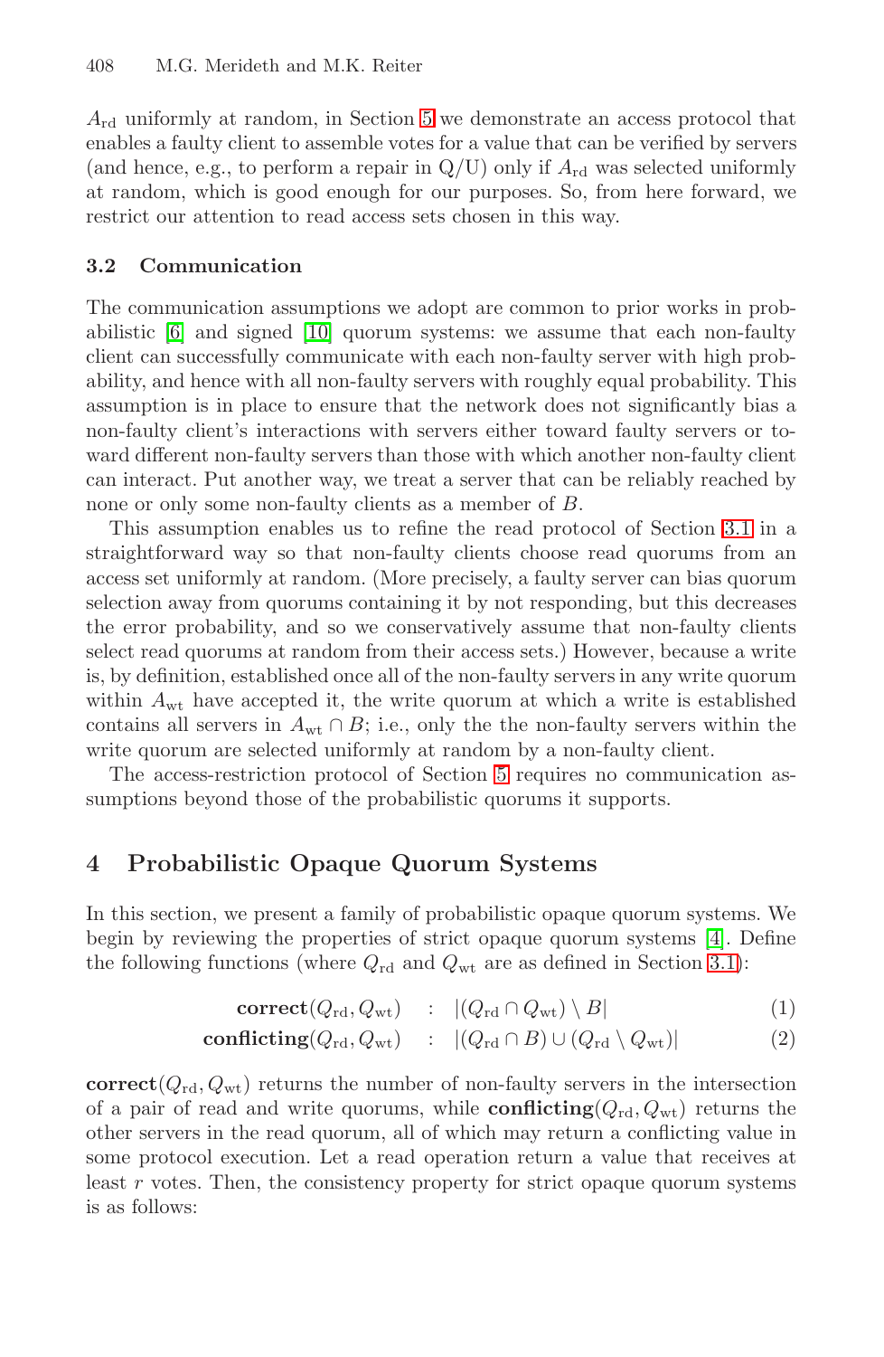$A_{\mathrm{rd}}$ uniformly at random, in Section 5 we demonstrate an access protocol that enables a faulty client to assemble votes for a value that can be verified by servers (and hence, e.g., to perform a repair in Q/U) only if $A_{\mathrm{rd}}$ was selected uniformly at random, which is good enough for our purposes. So, from here forward, we restrict our attention to read access sets chosen in this way.

### 3.2 Communication

The communication assumptions we adopt are common to prior works in probabilistic [6] and signed [10] quorum systems: we assume that each non-faulty client can successfully communicate with each non-faulty server with high probability, and hence with all non-faulty servers with roughly equal probability. This assumption is in place to ensure that the network does not significantly bias a non-faulty client's interactions with servers either toward faulty servers or toward different non-faulty servers than those with which another non-faulty client can interact. Put another way, we treat a server that can be reliably reached by none or only some non-faulty clients as a member of $B$.

This assumption enables us to refine the read protocol of Section 3.1 in a straightforward way so that non-faulty clients choose read quorums from an access set uniformly at random. (More precisely, a faulty server can bias quorum selection away from quorums containing it by not responding, but this decreases the error probability, and so we conservatively assume that non-faulty clients select read quorums at random from their access sets.) However, because a write is, by definition, established once all of the non-faulty servers in any write quorum within $A_{\mathrm{wt}}$ have accepted it, the write quorum at which a write is established contains all servers in $A_{\mathrm{wt}} \cap B$; i.e., only the the non-faulty servers within the write quorum are selected uniformly at random by a non-faulty client.

The access-restriction protocol of Section 5 requires no communication assumptions beyond those of the probabilistic quorums it supports.

## 4 Probabilistic Opaque Quorum Systems

In this section, we present a family of probabilistic opaque quorum systems. We begin by reviewing the properties of strict opaque quorum systems [4]. Define the following functions (where $Q_{\mathrm{rd}}$ and $Q_{\mathrm{wt}}$ are as defined in Section 3.1):

$$\mathbf{correct}(Q_{\mathrm{rd}}, Q_{\mathrm{wt}}) \quad : \quad |(Q_{\mathrm{rd}} \cap Q_{\mathrm{wt}}) \setminus B| \tag{1}$$

$$\mathbf{conflicting}(Q_{\mathrm{rd}}, Q_{\mathrm{wt}}) \quad : \quad |(Q_{\mathrm{rd}} \cap B) \cup (Q_{\mathrm{rd}} \setminus Q_{\mathrm{wt}})| \tag{2}$$

**correct**$(Q_{\mathrm{rd}}, Q_{\mathrm{wt}})$ returns the number of non-faulty servers in the intersection of a pair of read and write quorums, while **conflicting**$(Q_{\mathrm{rd}}, Q_{\mathrm{wt}})$ returns the other servers in the read quorum, all of which may return a conflicting value in some protocol execution. Let a read operation return a value that receives at least $r$ votes. Then, the consistency property for strict opaque quorum systems is as follows: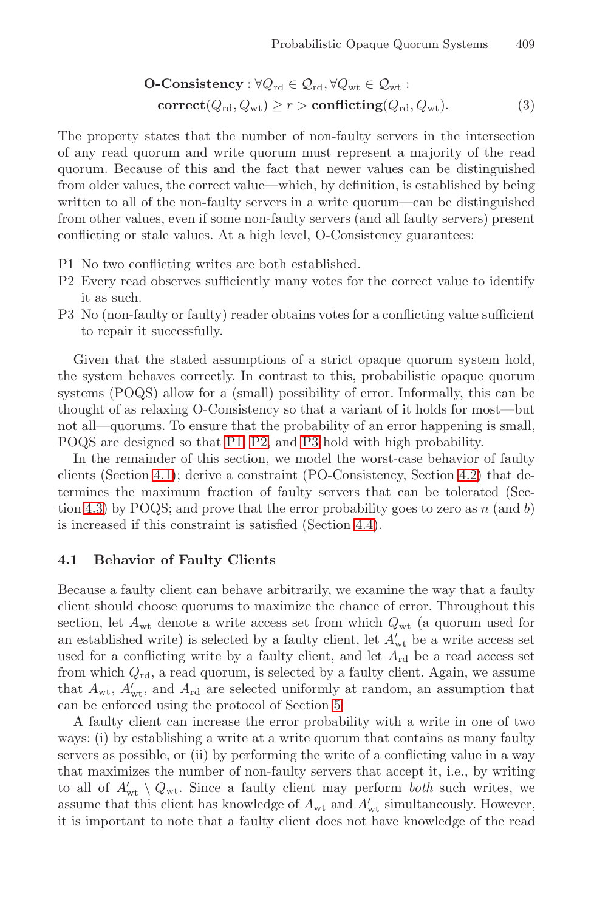$$\textbf{O-Consistency} : \forall Q_{\mathrm{rd}} \in \mathcal{Q}_{\mathrm{rd}}, \forall Q_{\mathrm{wt}} \in \mathcal{Q}_{\mathrm{wt}} : \\ \textbf{correct}(Q_{\mathrm{rd}}, Q_{\mathrm{wt}}) \geq r > \textbf{conflicting}(Q_{\mathrm{rd}}, Q_{\mathrm{wt}}). \tag{3}$$

The property states that the number of non-faulty servers in the intersection of any read quorum and write quorum must represent a majority of the read quorum. Because of this and the fact that newer values can be distinguished from older values, the correct value—which, by definition, is established by being written to all of the non-faulty servers in a write quorum—can be distinguished from other values, even if some non-faulty servers (and all faulty servers) present conflicting or stale values. At a high level, O-Consistency guarantees:

- P1 No two conflicting writes are both established.
- P2 Every read observes sufficiently many votes for the correct value to identify it as such.
- P3 No (non-faulty or faulty) reader obtains votes for a conflicting value sufficient to repair it successfully.

Given that the stated assumptions of a strict opaque quorum system hold, the system behaves correctly. In contrast to this, probabilistic opaque quorum systems (POQS) allow for a (small) possibility of error. Informally, this can be thought of as relaxing O-Consistency so that a variant of it holds for most—but not all—quorums. To ensure that the probability of an error happening is small, POQS are designed so that P1, P2, and P3 hold with high probability.

In the remainder of this section, we model the worst-case behavior of faulty clients (Section 4.1); derive a constraint (PO-Consistency, Section 4.2) that determines the maximum fraction of faulty servers that can be tolerated (Section 4.3) by POQS; and prove that the error probability goes to zero as $n$ (and $b$) is increased if this constraint is satisfied (Section 4.4).

### 4.1 Behavior of Faulty Clients

Because a faulty client can behave arbitrarily, we examine the way that a faulty client should choose quorums to maximize the chance of error. Throughout this section, let $A_{\mathrm{wt}}$ denote a write access set from which $Q_{\mathrm{wt}}$ (a quorum used for an established write) is selected by a faulty client, let $A'_{\mathrm{wt}}$ be a write access set used for a conflicting write by a faulty client, and let $A_{\mathrm{rd}}$ be a read access set from which $Q_{\mathrm{rd}}$, a read quorum, is selected by a faulty client. Again, we assume that $A_{\mathrm{wt}}$, $A'_{\mathrm{wt}}$, and $A_{\mathrm{rd}}$ are selected uniformly at random, an assumption that can be enforced using the protocol of Section 5.

A faulty client can increase the error probability with a write in one of two ways: (i) by establishing a write at a write quorum that contains as many faulty servers as possible, or (ii) by performing the write of a conflicting value in a way that maximizes the number of non-faulty servers that accept it, i.e., by writing to all of $A'_{\mathrm{wt}} \setminus Q_{\mathrm{wt}}$. Since a faulty client may perform *both* such writes, we assume that this client has knowledge of $A_{\mathrm{wt}}$ and $A'_{\mathrm{wt}}$ simultaneously. However, it is important to note that a faulty client does not have knowledge of the read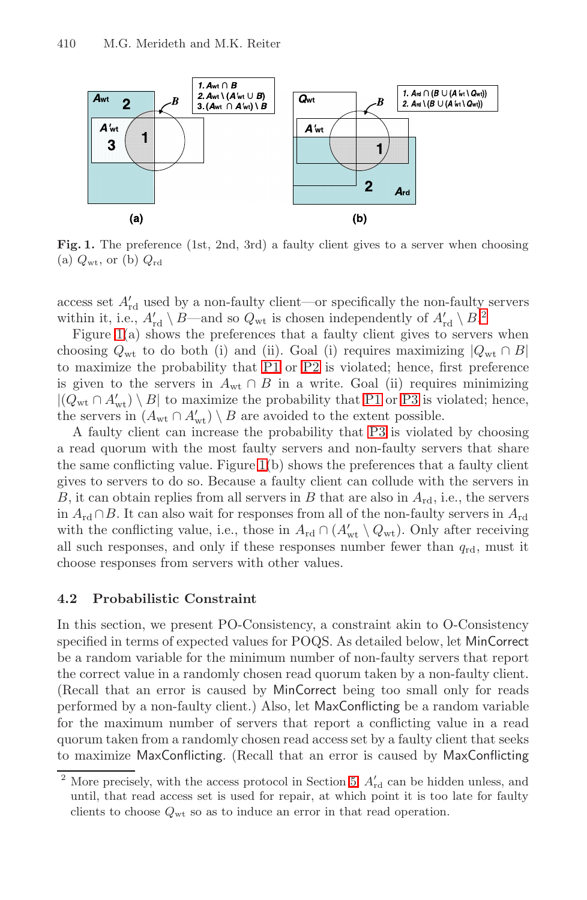Fig. 1. The preference (1st, 2nd, 3rd) a faulty client gives to a server when choosing (a) $Q_{\rm wt}$, or (b) $Q_{\rm rd}$

access set $A'_{\rm rd}$ used by a non-faulty client—or specifically the non-faulty servers within it, i.e., $A'_{\rm rd} \setminus B$—and so $Q_{\rm wt}$ is chosen independently of $A'_{\rm rd} \setminus B$.[2]

Figure 1(a) shows the preferences that a faulty client gives to servers when choosing $Q_{\rm wt}$ to do both (i) and (ii). Goal (i) requires maximizing $|Q_{\rm wt} \cap B|$ to maximize the probability that P1 or P2 is violated; hence, first preference is given to the servers in $A_{\rm wt} \cap B$ in a write. Goal (ii) requires minimizing $|(Q_{\rm wt} \cap A'_{\rm wt}) \setminus B|$ to maximize the probability that P1 or P3 is violated; hence, the servers in $(A_{\rm wt} \cap A'_{\rm wt}) \setminus B$ are avoided to the extent possible.

A faulty client can increase the probability that P3 is violated by choosing a read quorum with the most faulty servers and non-faulty servers that share the same conflicting value. Figure 1(b) shows the preferences that a faulty client gives to servers to do so. Because a faulty client can collude with the servers in $B$, it can obtain replies from all servers in $B$ that are also in $A_{\rm rd}$, i.e., the servers in $A_{\rm rd} \cap B$. It can also wait for responses from all of the non-faulty servers in $A_{\rm rd}$ with the conflicting value, i.e., those in $A_{\rm rd} \cap (A'_{\rm wt} \setminus Q_{\rm wt})$. Only after receiving all such responses, and only if these responses number fewer than $q_{\rm rd}$, must it choose responses from servers with other values.

### 4.2 Probabilistic Constraint

In this section, we present PO-Consistency, a constraint akin to O-Consistency specified in terms of expected values for POQS. As detailed below, let MinCorrect be a random variable for the minimum number of non-faulty servers that report the correct value in a randomly chosen read quorum taken by a non-faulty client. (Recall that an error is caused by MinCorrect being too small only for reads performed by a non-faulty client.) Also, let MaxConflicting be a random variable for the maximum number of servers that report a conflicting value in a read quorum taken from a randomly chosen read access set by a faulty client that seeks to maximize MaxConflicting. (Recall that an error is caused by MaxConflicting

[2] More precisely, with the access protocol in Section 5, $A'_{\rm rd}$ can be hidden unless, and until, that read access set is used for repair, at which point it is too late for faulty clients to choose $Q_{\rm wt}$ so as to induce an error in that read operation.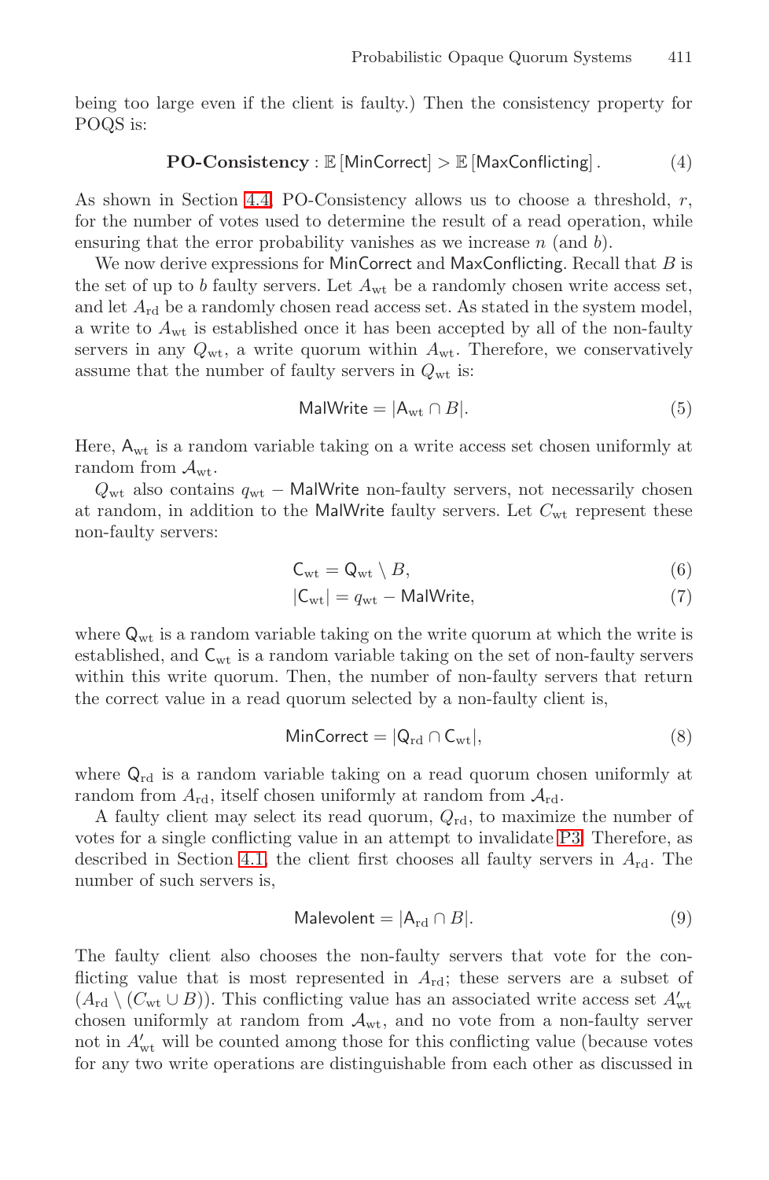being too large even if the client is faulty.) Then the consistency property for POQS is:

$$\textbf{PO-Consistency} : \mathbb{E}\left[\mathsf{MinCorrect}\right] > \mathbb{E}\left[\mathsf{MaxConflicting}\right]. \tag{4}$$

As shown in Section 4.4, PO-Consistency allows us to choose a threshold, $r$, for the number of votes used to determine the result of a read operation, while ensuring that the error probability vanishes as we increase $n$ (and $b$).

We now derive expressions for $\mathsf{MinCorrect}$ and $\mathsf{MaxConflicting}$. Recall that $B$ is the set of up to $b$ faulty servers. Let $A_{\text{wt}}$ be a randomly chosen write access set, and let $A_{\text{rd}}$ be a randomly chosen read access set. As stated in the system model, a write to $A_{\text{wt}}$ is established once it has been accepted by all of the non-faulty servers in any $Q_{\text{wt}}$, a write quorum within $A_{\text{wt}}$. Therefore, we conservatively assume that the number of faulty servers in $Q_{\text{wt}}$ is:

$$\mathsf{MalWrite} = |\mathsf{A}_{\text{wt}} \cap B|. \tag{5}$$

Here, $\mathsf{A}_{\text{wt}}$ is a random variable taking on a write access set chosen uniformly at random from $\mathcal{A}_{\text{wt}}$.

$Q_{\text{wt}}$ also contains $q_{\text{wt}} - \mathsf{MalWrite}$ non-faulty servers, not necessarily chosen at random, in addition to the $\mathsf{MalWrite}$ faulty servers. Let $C_{\text{wt}}$ represent these non-faulty servers:

$$\mathsf{C}_{\text{wt}} = \mathsf{Q}_{\text{wt}} \setminus B, \tag{6}$$

$$|\mathsf{C}_{\text{wt}}| = q_{\text{wt}} - \mathsf{MalWrite}, \tag{7}$$

where $\mathsf{Q}_{\text{wt}}$ is a random variable taking on the write quorum at which the write is established, and $\mathsf{C}_{\text{wt}}$ is a random variable taking on the set of non-faulty servers within this write quorum. Then, the number of non-faulty servers that return the correct value in a read quorum selected by a non-faulty client is,

$$\mathsf{MinCorrect} = |\mathsf{Q}_{\text{rd}} \cap \mathsf{C}_{\text{wt}}|, \tag{8}$$

where $\mathsf{Q}_{\text{rd}}$ is a random variable taking on a read quorum chosen uniformly at random from $A_{\text{rd}}$, itself chosen uniformly at random from $\mathcal{A}_{\text{rd}}$.

A faulty client may select its read quorum, $Q_{\text{rd}}$, to maximize the number of votes for a single conflicting value in an attempt to invalidate P3. Therefore, as described in Section 4.1, the client first chooses all faulty servers in $A_{\text{rd}}$. The number of such servers is,

$$\mathsf{Malevolent} = |\mathsf{A}_{\text{rd}} \cap B|. \tag{9}$$

The faulty client also chooses the non-faulty servers that vote for the conflicting value that is most represented in $A_{\text{rd}}$; these servers are a subset of $(A_{\text{rd}} \setminus (C_{\text{wt}} \cup B))$. This conflicting value has an associated write access set $A'_{\text{wt}}$ chosen uniformly at random from $\mathcal{A}_{\text{wt}}$, and no vote from a non-faulty server not in $A'_{\text{wt}}$ will be counted among those for this conflicting value (because votes for any two write operations are distinguishable from each other as discussed in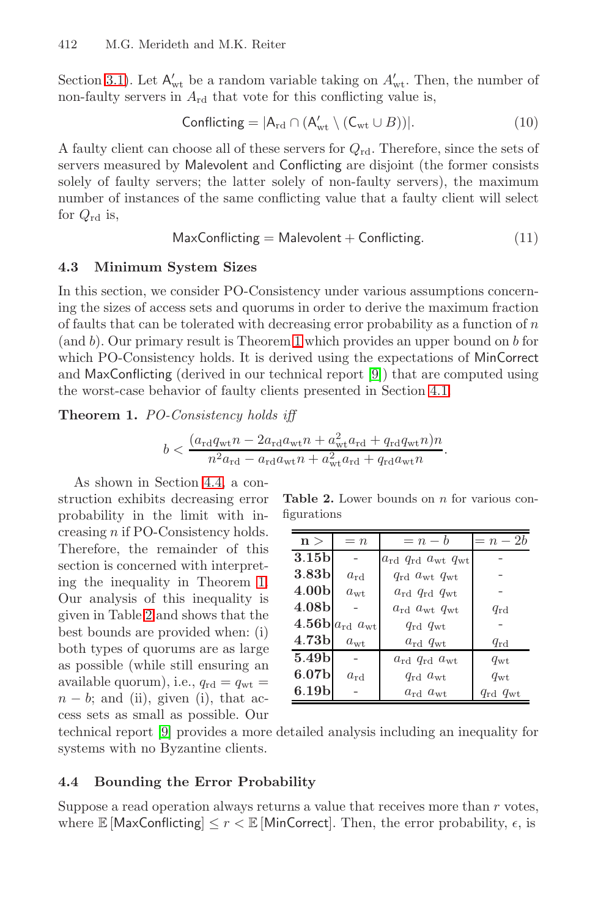Section 3.1). Let $\mathsf{A}'_{\rm wt}$ be a random variable taking on $A'_{\rm wt}$. Then, the number of non-faulty servers in $A_{\rm rd}$ that vote for this conflicting value is,

$$\mathsf{Conflicting} = |\mathsf{A}_{\rm rd} \cap (\mathsf{A}'_{\rm wt} \setminus (\mathsf{C}_{\rm wt} \cup B))|. \tag{10}$$

A faulty client can choose all of these servers for $Q_{\rm rd}$. Therefore, since the sets of servers measured by Malevolent and Conflicting are disjoint (the former consists solely of faulty servers; the latter solely of non-faulty servers), the maximum number of instances of the same conflicting value that a faulty client will select for $Q_{\rm rd}$ is,

$$\mathsf{MaxConflicting} = \mathsf{Malevolent} + \mathsf{Conflicting}. \tag{11}$$

### 4.3 Minimum System Sizes

In this section, we consider PO-Consistency under various assumptions concerning the sizes of access sets and quorums in order to derive the maximum fraction of faults that can be tolerated with decreasing error probability as a function of $n$ (and $b$). Our primary result is Theorem 1 which provides an upper bound on $b$ for which PO-Consistency holds. It is derived using the expectations of MinCorrect and MaxConflicting (derived in our technical report [9]) that are computed using the worst-case behavior of faulty clients presented in Section 4.1.

**Theorem 1.** *PO-Consistency holds iff*

$$b < \frac{(a_{\rm rd}q_{\rm wt}n - 2a_{\rm rd}a_{\rm wt}n + a_{\rm wt}^2 a_{\rm rd} + q_{\rm rd}q_{\rm wt}n)n}{n^2 a_{\rm rd} - a_{\rm rd}a_{\rm wt}n + a_{\rm wt}^2 a_{\rm rd} + q_{\rm rd}a_{\rm wt}n}.$$

As shown in Section 4.4, a construction exhibits decreasing error probability in the limit with increasing $n$ if PO-Consistency holds. Therefore, the remainder of this section is concerned with interpreting the inequality in Theorem 1. Our analysis of this inequality is given in Table 2 and shows that the best bounds are provided when: (i) both types of quorums are as large as possible (while still ensuring an available quorum), i.e., $q_{\rm rd} = q_{\rm wt} = n - b$; and (ii), given (i), that access sets as small as possible. Our technical report [9] provides a more detailed analysis including an inequality for systems with no Byzantine clients.

**Table 2.** Lower bounds on $n$ for various configurations

| $n >$ | $= n$ | $= n - b$ | $= n - 2b$ |
|---|---|---|---|
| **3.15b** | - | $a_{\rm rd}$ $q_{\rm rd}$ $a_{\rm wt}$ $q_{\rm wt}$ | - |
| **3.83b** | $a_{\rm rd}$ | $q_{\rm rd}$ $a_{\rm wt}$ $q_{\rm wt}$ | - |
| **4.00b** | $a_{\rm wt}$ | $a_{\rm rd}$ $q_{\rm rd}$ $q_{\rm wt}$ | - |
| **4.08b** | - | $a_{\rm rd}$ $a_{\rm wt}$ $q_{\rm wt}$ | $q_{\rm rd}$ |
| **4.56b** | $a_{\rm rd}$ $a_{\rm wt}$ | $q_{\rm rd}$ $q_{\rm wt}$ | - |
| **4.73b** | $a_{\rm wt}$ | $a_{\rm rd}$ $q_{\rm wt}$ | $q_{\rm rd}$ |
| **5.49b** | - | $a_{\rm rd}$ $q_{\rm rd}$ $a_{\rm wt}$ | $q_{\rm wt}$ |
| **6.07b** | $a_{\rm rd}$ | $q_{\rm rd}$ $a_{\rm wt}$ | $q_{\rm wt}$ |
| **6.19b** | - | $a_{\rm rd}$ $a_{\rm wt}$ | $q_{\rm rd}$ $q_{\rm wt}$ |

### 4.4 Bounding the Error Probability

Suppose a read operation always returns a value that receives more than $r$ votes, where $\mathbb{E}\left[\mathsf{MaxConflicting}\right] \le r < \mathbb{E}\left[\mathsf{MinCorrect}\right]$. Then, the error probability, $\epsilon$, is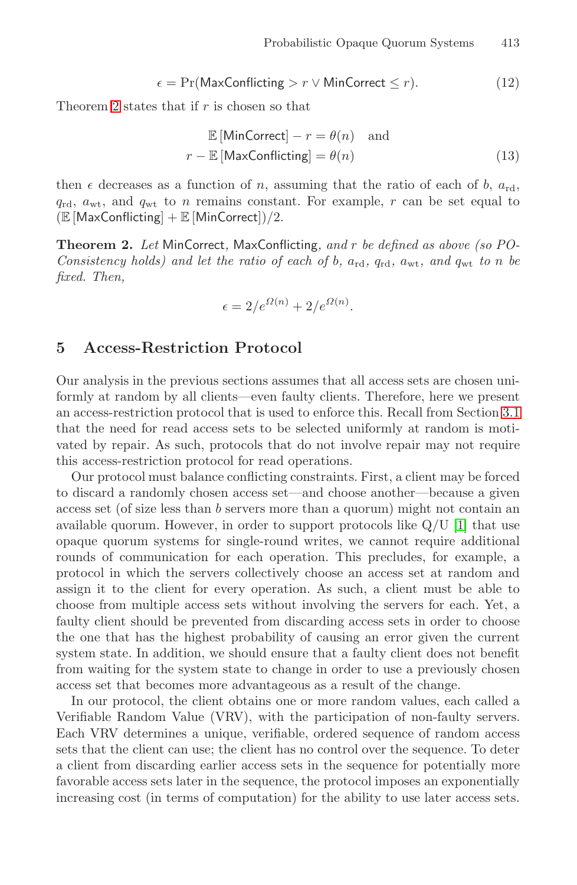$$\epsilon = \Pr(\mathsf{MaxConflicting} > r \vee \mathsf{MinCorrect} \leq r). \tag{12}$$

Theorem 2 states that if $r$ is chosen so that

$$\begin{aligned} \mathbb{E}\left[\mathsf{MinCorrect}\right] - r &= \theta(n) \quad \text{and} \\ r - \mathbb{E}\left[\mathsf{MaxConflicting}\right] &= \theta(n) \end{aligned} \tag{13}$$

then $\epsilon$ decreases as a function of $n$, assuming that the ratio of each of $b$, $a_{\mathrm{rd}}$, $q_{\mathrm{rd}}$, $a_{\mathrm{wt}}$, and $q_{\mathrm{wt}}$ to $n$ remains constant. For example, $r$ can be set equal to $(\mathbb{E}\left[\mathsf{MaxConflicting}\right] + \mathbb{E}\left[\mathsf{MinCorrect}\right])/2$.

**Theorem 2.** *Let* MinCorrect, MaxConflicting, *and* $r$ *be defined as above (so PO-Consistency holds) and let the ratio of each of* $b$, $a_{\mathrm{rd}}$, $q_{\mathrm{rd}}$, $a_{\mathrm{wt}}$, *and* $q_{\mathrm{wt}}$ *to* $n$ *be fixed. Then,*

$$\epsilon = 2/e^{\Omega(n)} + 2/e^{\Omega(n)}.$$

## 5 Access-Restriction Protocol

Our analysis in the previous sections assumes that all access sets are chosen uniformly at random by all clients—even faulty clients. Therefore, here we present an access-restriction protocol that is used to enforce this. Recall from Section 3.1 that the need for read access sets to be selected uniformly at random is motivated by repair. As such, protocols that do not involve repair may not require this access-restriction protocol for read operations.

Our protocol must balance conflicting constraints. First, a client may be forced to discard a randomly chosen access set—and choose another—because a given access set (of size less than $b$ servers more than a quorum) might not contain an available quorum. However, in order to support protocols like Q/U [1] that use opaque quorum systems for single-round writes, we cannot require additional rounds of communication for each operation. This precludes, for example, a protocol in which the servers collectively choose an access set at random and assign it to the client for every operation. As such, a client must be able to choose from multiple access sets without involving the servers for each. Yet, a faulty client should be prevented from discarding access sets in order to choose the one that has the highest probability of causing an error given the current system state. In addition, we should ensure that a faulty client does not benefit from waiting for the system state to change in order to use a previously chosen access set that becomes more advantageous as a result of the change.

In our protocol, the client obtains one or more random values, each called a Verifiable Random Value (VRV), with the participation of non-faulty servers. Each VRV determines a unique, verifiable, ordered sequence of random access sets that the client can use; the client has no control over the sequence. To deter a client from discarding earlier access sets in the sequence for potentially more favorable access sets later in the sequence, the protocol imposes an exponentially increasing cost (in terms of computation) for the ability to use later access sets.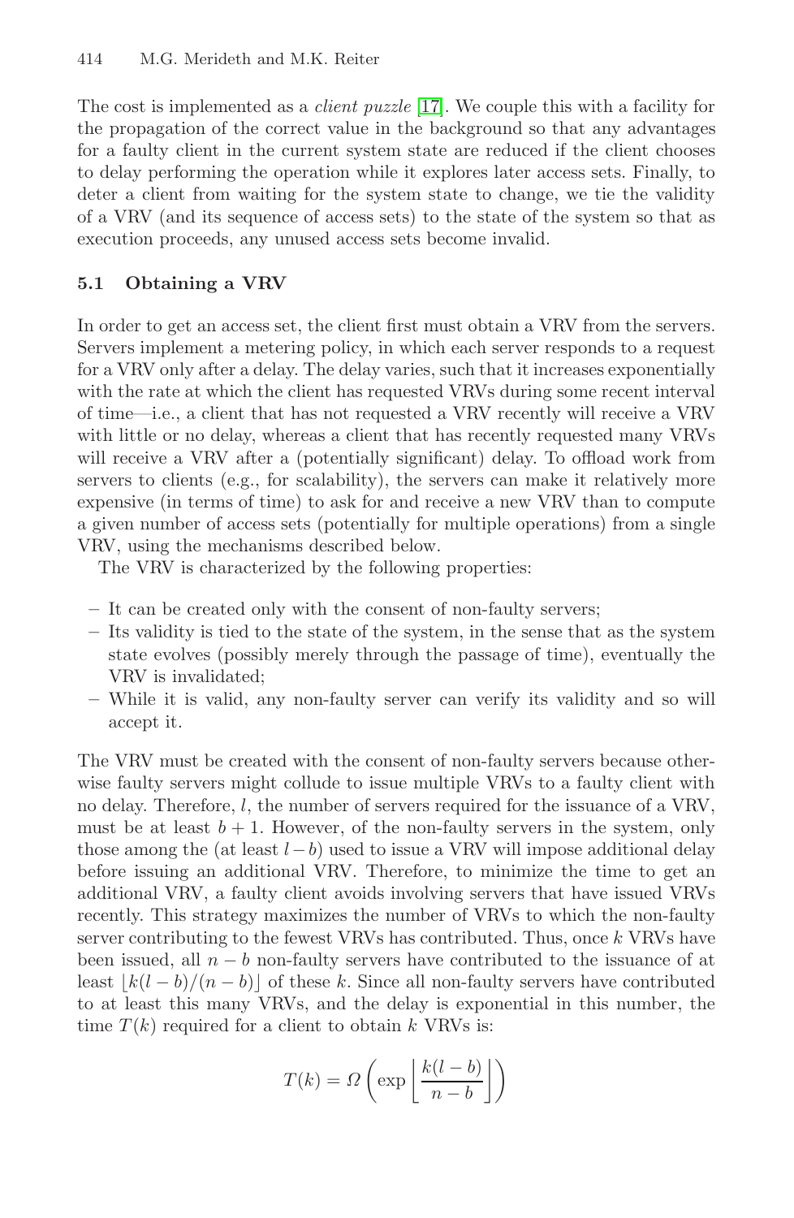The cost is implemented as a *client puzzle* [17]. We couple this with a facility for the propagation of the correct value in the background so that any advantages for a faulty client in the current system state are reduced if the client chooses to delay performing the operation while it explores later access sets. Finally, to deter a client from waiting for the system state to change, we tie the validity of a VRV (and its sequence of access sets) to the state of the system so that as execution proceeds, any unused access sets become invalid.

### 5.1 Obtaining a VRV

In order to get an access set, the client first must obtain a VRV from the servers. Servers implement a metering policy, in which each server responds to a request for a VRV only after a delay. The delay varies, such that it increases exponentially with the rate at which the client has requested VRVs during some recent interval of time—i.e., a client that has not requested a VRV recently will receive a VRV with little or no delay, whereas a client that has recently requested many VRVs will receive a VRV after a (potentially significant) delay. To offload work from servers to clients (e.g., for scalability), the servers can make it relatively more expensive (in terms of time) to ask for and receive a new VRV than to compute a given number of access sets (potentially for multiple operations) from a single VRV, using the mechanisms described below.

The VRV is characterized by the following properties:

- It can be created only with the consent of non-faulty servers;
- Its validity is tied to the state of the system, in the sense that as the system state evolves (possibly merely through the passage of time), eventually the VRV is invalidated;
- While it is valid, any non-faulty server can verify its validity and so will accept it.

The VRV must be created with the consent of non-faulty servers because otherwise faulty servers might collude to issue multiple VRVs to a faulty client with no delay. Therefore, $l$, the number of servers required for the issuance of a VRV, must be at least $b + 1$. However, of the non-faulty servers in the system, only those among the (at least $l - b$) used to issue a VRV will impose additional delay before issuing an additional VRV. Therefore, to minimize the time to get an additional VRV, a faulty client avoids involving servers that have issued VRVs recently. This strategy maximizes the number of VRVs to which the non-faulty server contributing to the fewest VRVs has contributed. Thus, once $k$ VRVs have been issued, all $n - b$ non-faulty servers have contributed to the issuance of at least $\lfloor k(l - b)/(n - b) \rfloor$ of these $k$. Since all non-faulty servers have contributed to at least this many VRVs, and the delay is exponential in this number, the time $T(k)$ required for a client to obtain $k$ VRVs is:

$$T(k) = \Omega\left(\exp\left\lfloor \frac{k(l-b)}{n-b} \right\rfloor\right)$$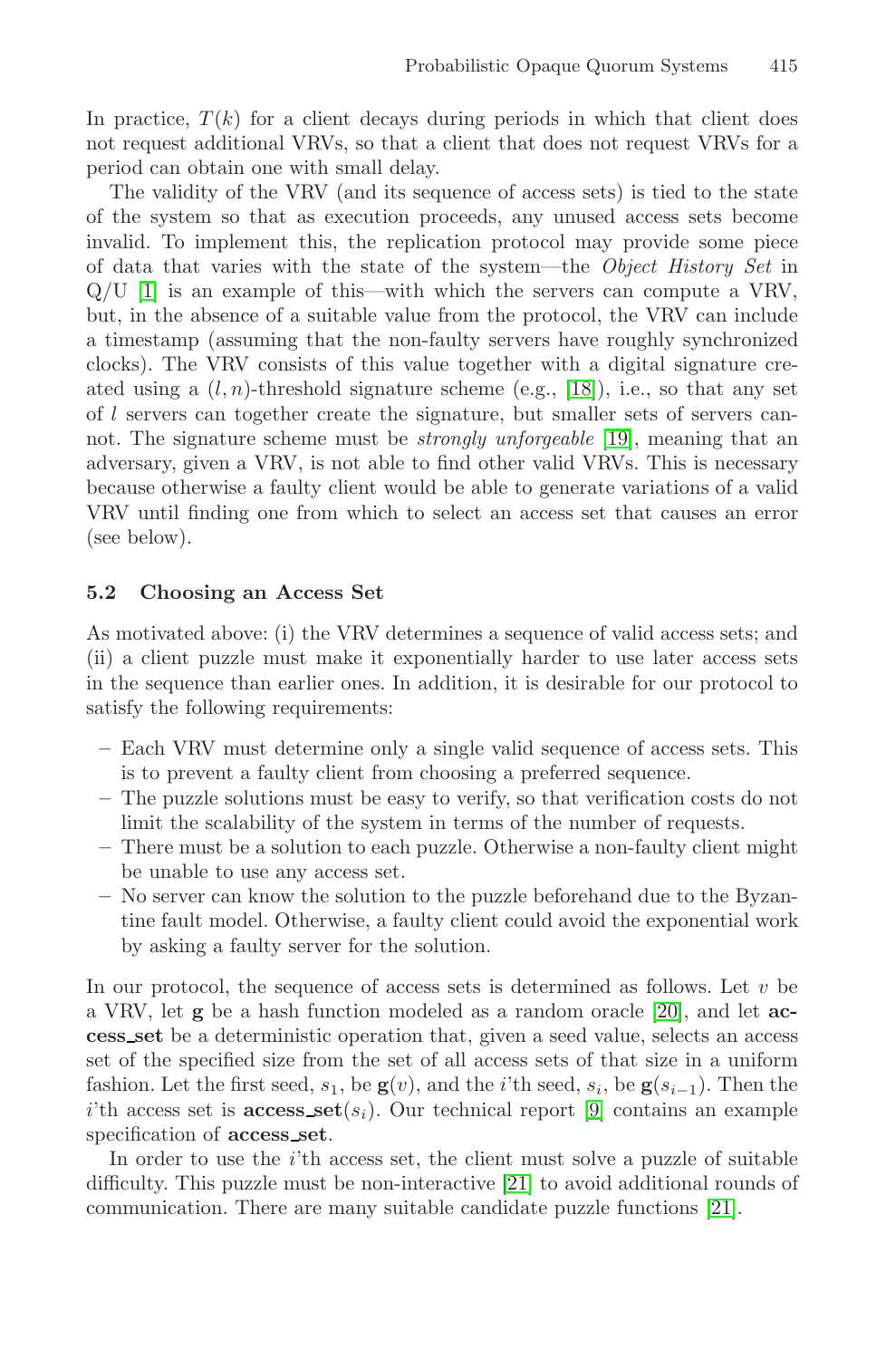In practice, $T(k)$ for a client decays during periods in which that client does not request additional VRVs, so that a client that does not request VRVs for a period can obtain one with small delay.

The validity of the VRV (and its sequence of access sets) is tied to the state of the system so that as execution proceeds, any unused access sets become invalid. To implement this, the replication protocol may provide some piece of data that varies with the state of the system—the *Object History Set* in Q/U [1] is an example of this—with which the servers can compute a VRV, but, in the absence of a suitable value from the protocol, the VRV can include a timestamp (assuming that the non-faulty servers have roughly synchronized clocks). The VRV consists of this value together with a digital signature created using a $(l, n)$-threshold signature scheme (e.g., [18]), i.e., so that any set of $l$ servers can together create the signature, but smaller sets of servers cannot. The signature scheme must be *strongly unforgeable* [19], meaning that an adversary, given a VRV, is not able to find other valid VRVs. This is necessary because otherwise a faulty client would be able to generate variations of a valid VRV until finding one from which to select an access set that causes an error (see below).

### 5.2 Choosing an Access Set

As motivated above: (i) the VRV determines a sequence of valid access sets; and (ii) a client puzzle must make it exponentially harder to use later access sets in the sequence than earlier ones. In addition, it is desirable for our protocol to satisfy the following requirements:

- Each VRV must determine only a single valid sequence of access sets. This is to prevent a faulty client from choosing a preferred sequence.
- The puzzle solutions must be easy to verify, so that verification costs do not limit the scalability of the system in terms of the number of requests.
- There must be a solution to each puzzle. Otherwise a non-faulty client might be unable to use any access set.
- No server can know the solution to the puzzle beforehand due to the Byzantine fault model. Otherwise, a faulty client could avoid the exponential work by asking a faulty server for the solution.

In our protocol, the sequence of access sets is determined as follows. Let $v$ be a VRV, let $\mathbf{g}$ be a hash function modeled as a random oracle [20], and let **access_set** be a deterministic operation that, given a seed value, selects an access set of the specified size from the set of all access sets of that size in a uniform fashion. Let the first seed, $s_1$, be $\mathbf{g}(v)$, and the $i$'th seed, $s_i$, be $\mathbf{g}(s_{i-1})$. Then the $i$'th access set is $\textbf{access\_set}(s_i)$. Our technical report [9] contains an example specification of **access_set**.

In order to use the $i$'th access set, the client must solve a puzzle of suitable difficulty. This puzzle must be non-interactive [21] to avoid additional rounds of communication. There are many suitable candidate puzzle functions [21].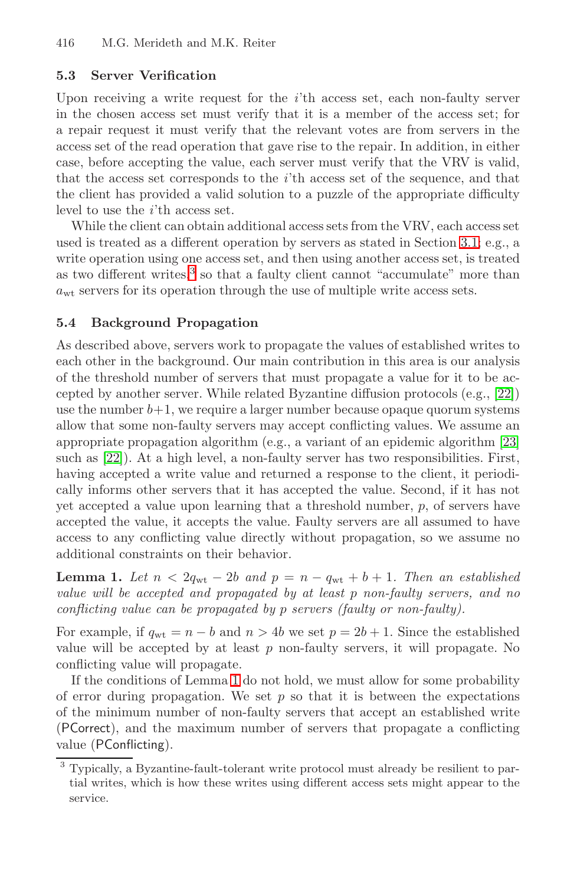### 5.3 Server Verification

Upon receiving a write request for the $i$'th access set, each non-faulty server in the chosen access set must verify that it is a member of the access set; for a repair request it must verify that the relevant votes are from servers in the access set of the read operation that gave rise to the repair. In addition, in either case, before accepting the value, each server must verify that the VRV is valid, that the access set corresponds to the $i$'th access set of the sequence, and that the client has provided a valid solution to a puzzle of the appropriate difficulty level to use the $i$'th access set.

While the client can obtain additional access sets from the VRV, each access set used is treated as a different operation by servers as stated in Section 3.1; e.g., a write operation using one access set, and then using another access set, is treated as two different writes,[3] so that a faulty client cannot "accumulate" more than $a_{\mathrm{wt}}$ servers for its operation through the use of multiple write access sets.

### 5.4 Background Propagation

As described above, servers work to propagate the values of established writes to each other in the background. Our main contribution in this area is our analysis of the threshold number of servers that must propagate a value for it to be accepted by another server. While related Byzantine diffusion protocols (e.g., [22]) use the number $b+1$, we require a larger number because opaque quorum systems allow that some non-faulty servers may accept conflicting values. We assume an appropriate propagation algorithm (e.g., a variant of an epidemic algorithm [23] such as [22]). At a high level, a non-faulty server has two responsibilities. First, having accepted a write value and returned a response to the client, it periodically informs other servers that it has accepted the value. Second, if it has not yet accepted a value upon learning that a threshold number, $p$, of servers have accepted the value, it accepts the value. Faulty servers are all assumed to have access to any conflicting value directly without propagation, so we assume no additional constraints on their behavior.

**Lemma 1.** *Let $n < 2q_{\mathrm{wt}} - 2b$ and $p = n - q_{\mathrm{wt}} + b + 1$. Then an established value will be accepted and propagated by at least $p$ non-faulty servers, and no conflicting value can be propagated by $p$ servers (faulty or non-faulty).*

For example, if $q_{\mathrm{wt}} = n - b$ and $n > 4b$ we set $p = 2b + 1$. Since the established value will be accepted by at least $p$ non-faulty servers, it will propagate. No conflicting value will propagate.

If the conditions of Lemma 1 do not hold, we must allow for some probability of error during propagation. We set $p$ so that it is between the expectations of the minimum number of non-faulty servers that accept an established write (PCorrect), and the maximum number of servers that propagate a conflicting value (PConflicting).

[3] Typically, a Byzantine-fault-tolerant write protocol must already be resilient to partial writes, which is how these writes using different access sets might appear to the service.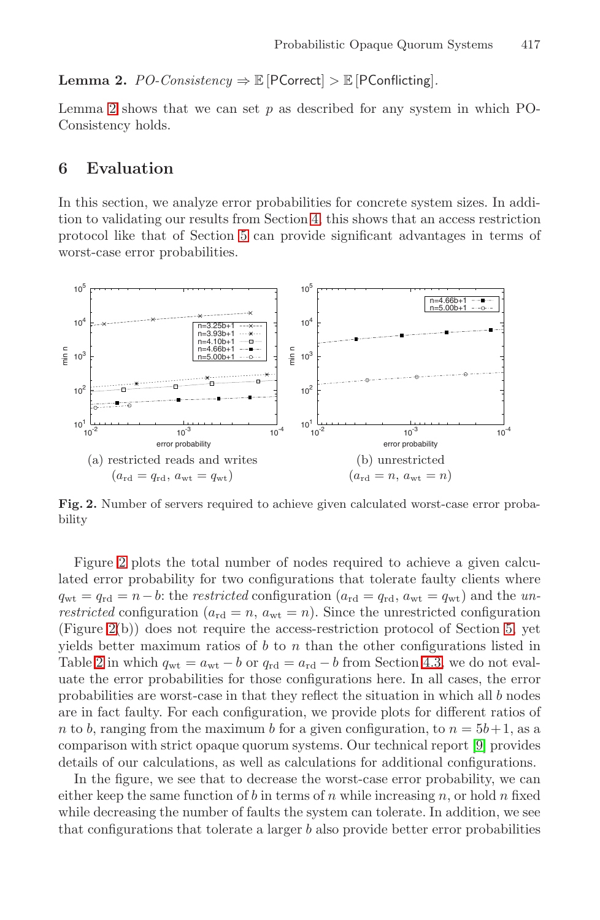**Lemma 2.** *PO-Consistency* $\Rightarrow \mathbb{E}[\mathsf{PCorrect}] > \mathbb{E}[\mathsf{PConflicting}]$.

Lemma 2 shows that we can set $p$ as described for any system in which PO-Consistency holds.

## 6 Evaluation

In this section, we analyze error probabilities for concrete system sizes. In addition to validating our results from Section 4, this shows that an access restriction protocol like that of Section 5 can provide significant advantages in terms of worst-case error probabilities.

(a) restricted reads and writes ($a_{\mathrm{rd}} = q_{\mathrm{rd}}$, $a_{\mathrm{wt}} = q_{\mathrm{wt}}$)

(b) unrestricted ($a_{\mathrm{rd}} = n$, $a_{\mathrm{wt}} = n$)

**Fig. 2.** Number of servers required to achieve given calculated worst-case error probability

Figure 2 plots the total number of nodes required to achieve a given calculated error probability for two configurations that tolerate faulty clients where $q_{\mathrm{wt}} = q_{\mathrm{rd}} = n - b$: the *restricted* configuration ($a_{\mathrm{rd}} = q_{\mathrm{rd}}$, $a_{\mathrm{wt}} = q_{\mathrm{wt}}$) and the *unrestricted* configuration ($a_{\mathrm{rd}} = n$, $a_{\mathrm{wt}} = n$). Since the unrestricted configuration (Figure 2(b)) does not require the access-restriction protocol of Section 5, yet yields better maximum ratios of $b$ to $n$ than the other configurations listed in Table 2 in which $q_{\mathrm{wt}} = a_{\mathrm{wt}} - b$ or $q_{\mathrm{rd}} = a_{\mathrm{rd}} - b$ from Section 4.3, we do not evaluate the error probabilities for those configurations here. In all cases, the error probabilities are worst-case in that they reflect the situation in which all $b$ nodes are in fact faulty. For each configuration, we provide plots for different ratios of $n$ to $b$, ranging from the maximum $b$ for a given configuration, to $n = 5b+1$, as a comparison with strict opaque quorum systems. Our technical report [9] provides details of our calculations, as well as calculations for additional configurations.

In the figure, we see that to decrease the worst-case error probability, we can either keep the same function of $b$ in terms of $n$ while increasing $n$, or hold $n$ fixed while decreasing the number of faults the system can tolerate. In addition, we see that configurations that tolerate a larger $b$ also provide better error probabilities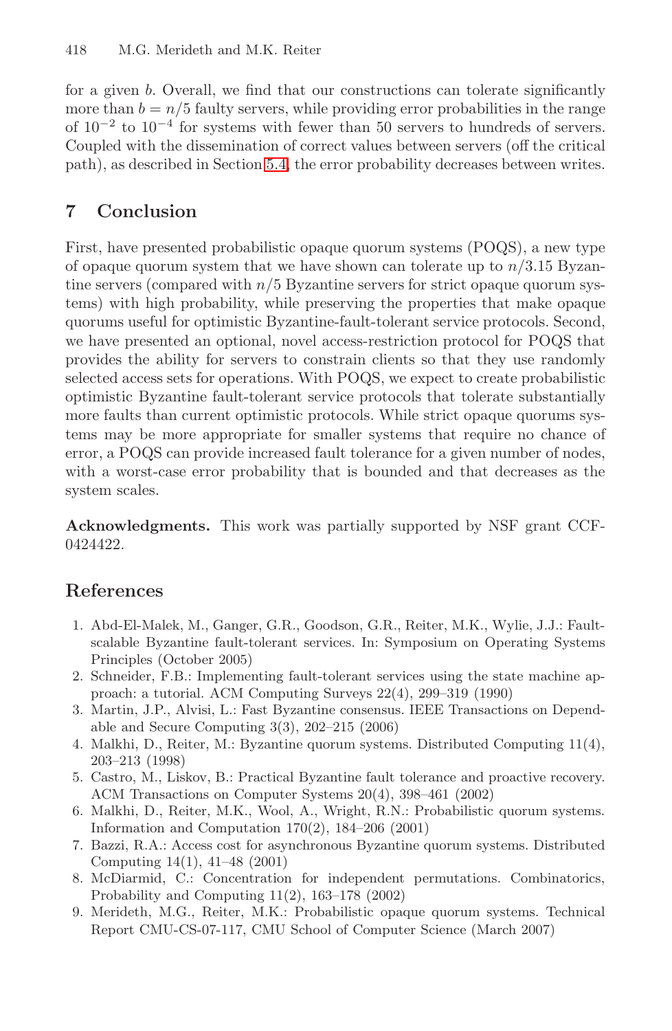for a given $b$. Overall, we find that our constructions can tolerate significantly more than $b = n/5$ faulty servers, while providing error probabilities in the range of $10^{-2}$ to $10^{-4}$ for systems with fewer than 50 servers to hundreds of servers. Coupled with the dissemination of correct values between servers (off the critical path), as described in Section 5.4, the error probability decreases between writes.

## 7 Conclusion

First, have presented probabilistic opaque quorum systems (POQS), a new type of opaque quorum system that we have shown can tolerate up to $n/3.15$ Byzantine servers (compared with $n/5$ Byzantine servers for strict opaque quorum systems) with high probability, while preserving the properties that make opaque quorums useful for optimistic Byzantine-fault-tolerant service protocols. Second, we have presented an optional, novel access-restriction protocol for POQS that provides the ability for servers to constrain clients so that they use randomly selected access sets for operations. With POQS, we expect to create probabilistic optimistic Byzantine fault-tolerant service protocols that tolerate substantially more faults than current optimistic protocols. While strict opaque quorums systems may be more appropriate for smaller systems that require no chance of error, a POQS can provide increased fault tolerance for a given number of nodes, with a worst-case error probability that is bounded and that decreases as the system scales.

**Acknowledgments.** This work was partially supported by NSF grant CCF-0424422.

## References

1. Abd-El-Malek, M., Ganger, G.R., Goodson, G.R., Reiter, M.K., Wylie, J.J.: Fault-scalable Byzantine fault-tolerant services. In: Symposium on Operating Systems Principles (October 2005)
2. Schneider, F.B.: Implementing fault-tolerant services using the state machine approach: a tutorial. ACM Computing Surveys 22(4), 299–319 (1990)
3. Martin, J.P., Alvisi, L.: Fast Byzantine consensus. IEEE Transactions on Dependable and Secure Computing 3(3), 202–215 (2006)
4. Malkhi, D., Reiter, M.: Byzantine quorum systems. Distributed Computing 11(4), 203–213 (1998)
5. Castro, M., Liskov, B.: Practical Byzantine fault tolerance and proactive recovery. ACM Transactions on Computer Systems 20(4), 398–461 (2002)
6. Malkhi, D., Reiter, M.K., Wool, A., Wright, R.N.: Probabilistic quorum systems. Information and Computation 170(2), 184–206 (2001)
7. Bazzi, R.A.: Access cost for asynchronous Byzantine quorum systems. Distributed Computing 14(1), 41–48 (2001)
8. McDiarmid, C.: Concentration for independent permutations. Combinatorics, Probability and Computing 11(2), 163–178 (2002)
9. Merideth, M.G., Reiter, M.K.: Probabilistic opaque quorum systems. Technical Report CMU-CS-07-117, CMU School of Computer Science (March 2007)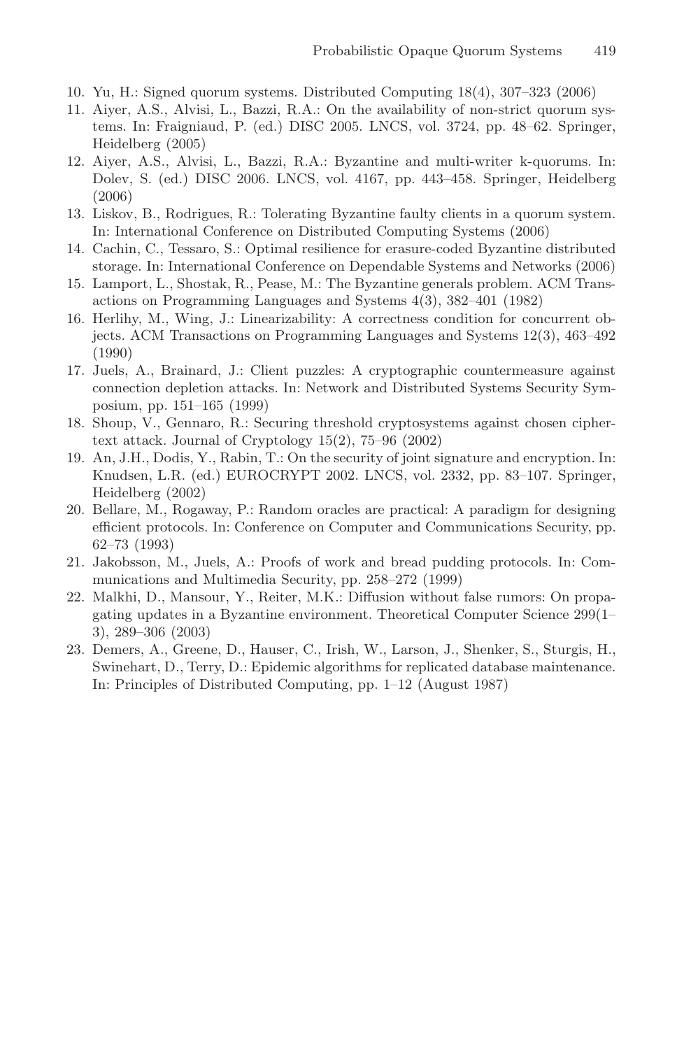10. Yu, H.: Signed quorum systems. Distributed Computing 18(4), 307–323 (2006)
11. Aiyer, A.S., Alvisi, L., Bazzi, R.A.: On the availability of non-strict quorum systems. In: Fraigniaud, P. (ed.) DISC 2005. LNCS, vol. 3724, pp. 48–62. Springer, Heidelberg (2005)
12. Aiyer, A.S., Alvisi, L., Bazzi, R.A.: Byzantine and multi-writer k-quorums. In: Dolev, S. (ed.) DISC 2006. LNCS, vol. 4167, pp. 443–458. Springer, Heidelberg (2006)
13. Liskov, B., Rodrigues, R.: Tolerating Byzantine faulty clients in a quorum system. In: International Conference on Distributed Computing Systems (2006)
14. Cachin, C., Tessaro, S.: Optimal resilience for erasure-coded Byzantine distributed storage. In: International Conference on Dependable Systems and Networks (2006)
15. Lamport, L., Shostak, R., Pease, M.: The Byzantine generals problem. ACM Transactions on Programming Languages and Systems 4(3), 382–401 (1982)
16. Herlihy, M., Wing, J.: Linearizability: A correctness condition for concurrent objects. ACM Transactions on Programming Languages and Systems 12(3), 463–492 (1990)
17. Juels, A., Brainard, J.: Client puzzles: A cryptographic countermeasure against connection depletion attacks. In: Network and Distributed Systems Security Symposium, pp. 151–165 (1999)
18. Shoup, V., Gennaro, R.: Securing threshold cryptosystems against chosen ciphertext attack. Journal of Cryptology 15(2), 75–96 (2002)
19. An, J.H., Dodis, Y., Rabin, T.: On the security of joint signature and encryption. In: Knudsen, L.R. (ed.) EUROCRYPT 2002. LNCS, vol. 2332, pp. 83–107. Springer, Heidelberg (2002)
20. Bellare, M., Rogaway, P.: Random oracles are practical: A paradigm for designing efficient protocols. In: Conference on Computer and Communications Security, pp. 62–73 (1993)
21. Jakobsson, M., Juels, A.: Proofs of work and bread pudding protocols. In: Communications and Multimedia Security, pp. 258–272 (1999)
22. Malkhi, D., Mansour, Y., Reiter, M.K.: Diffusion without false rumors: On propagating updates in a Byzantine environment. Theoretical Computer Science 299(1–3), 289–306 (2003)
23. Demers, A., Greene, D., Hauser, C., Irish, W., Larson, J., Shenker, S., Sturgis, H., Swinehart, D., Terry, D.: Epidemic algorithms for replicated database maintenance. In: Principles of Distributed Computing, pp. 1–12 (August 1987)